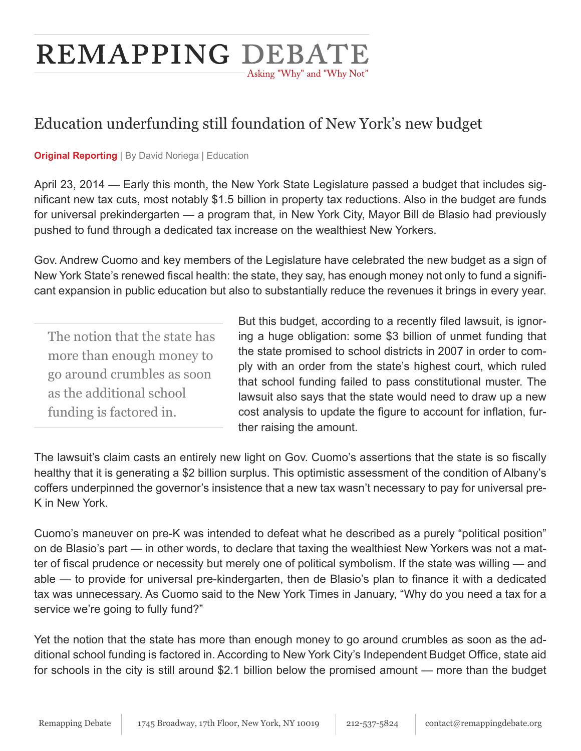# REMAPPING DEBATE

Asking "Why" and "Why Not"

## Education underfunding still foundation of New York's new budget

**Original Reporting** | By David Noriega | Education

April 23, 2014 — Early this month, the New York State Legislature passed a budget that includes significant new tax cuts, most notably $1.5 billion in property tax reductions. Also in the budget are funds for universal prekindergarten — a program that, in New York City, Mayor Bill de Blasio had previously pushed to fund through a dedicated tax increase on the wealthiest New Yorkers.

Gov. Andrew Cuomo and key members of the Legislature have celebrated the new budget as a sign of New York State's renewed fiscal health: the state, they say, has enough money not only to fund a significant expansion in public education but also to substantially reduce the revenues it brings in every year.

> The notion that the state has more than enough money to go around crumbles as soon as the additional school funding is factored in.

But this budget, according to a recently filed lawsuit, is ignoring a huge obligation: some $3 billion of unmet funding that the state promised to school districts in 2007 in order to comply with an order from the state's highest court, which ruled that school funding failed to pass constitutional muster. The lawsuit also says that the state would need to draw up a new cost analysis to update the figure to account for inflation, further raising the amount.

The lawsuit's claim casts an entirely new light on Gov. Cuomo's assertions that the state is so fiscally healthy that it is generating a $2 billion surplus. This optimistic assessment of the condition of Albany's coffers underpinned the governor's insistence that a new tax wasn't necessary to pay for universal pre-K in New York.

Cuomo's maneuver on pre-K was intended to defeat what he described as a purely "political position" on de Blasio's part — in other words, to declare that taxing the wealthiest New Yorkers was not a matter of fiscal prudence or necessity but merely one of political symbolism. If the state was willing — and able — to provide for universal pre-kindergarten, then de Blasio's plan to finance it with a dedicated tax was unnecessary. As Cuomo said to the New York Times in January, "Why do you need a tax for a service we're going to fully fund?"

Yet the notion that the state has more than enough money to go around crumbles as soon as the additional school funding is factored in. According to New York City's Independent Budget Office, state aid for schools in the city is still around $2.1 billion below the promised amount — more than the budget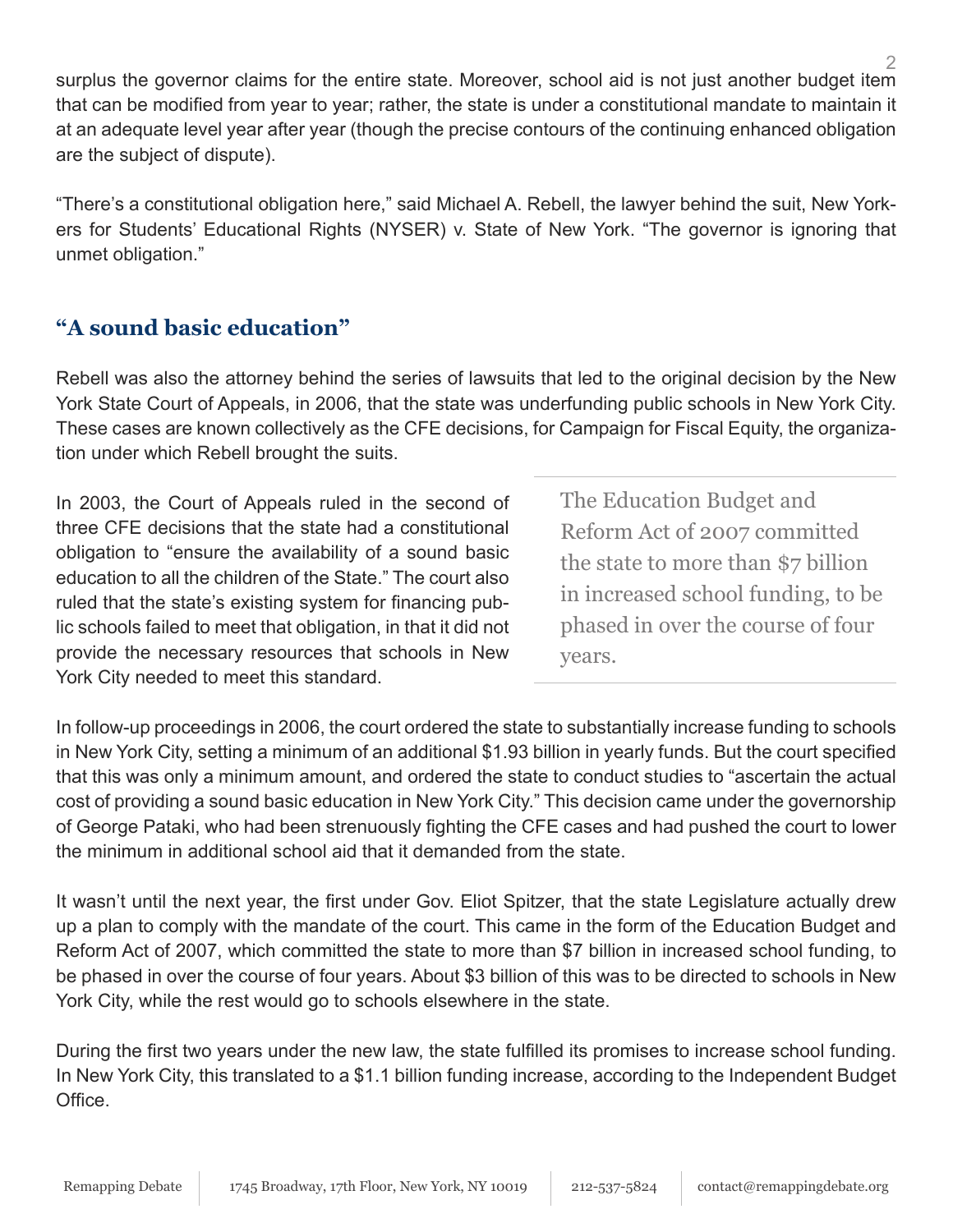surplus the governor claims for the entire state. Moreover, school aid is not just another budget item that can be modified from year to year; rather, the state is under a constitutional mandate to maintain it at an adequate level year after year (though the precise contours of the continuing enhanced obligation are the subject of dispute).

"There's a constitutional obligation here," said Michael A. Rebell, the lawyer behind the suit, New Yorkers for Students' Educational Rights (NYSER) v. State of New York. "The governor is ignoring that unmet obligation."

## "A sound basic education"

Rebell was also the attorney behind the series of lawsuits that led to the original decision by the New York State Court of Appeals, in 2006, that the state was underfunding public schools in New York City. These cases are known collectively as the CFE decisions, for Campaign for Fiscal Equity, the organization under which Rebell brought the suits.

In 2003, the Court of Appeals ruled in the second of three CFE decisions that the state had a constitutional obligation to "ensure the availability of a sound basic education to all the children of the State." The court also ruled that the state's existing system for financing public schools failed to meet that obligation, in that it did not provide the necessary resources that schools in New York City needed to meet this standard.

> The Education Budget and Reform Act of 2007 committed the state to more than $7 billion in increased school funding, to be phased in over the course of four years.

In follow-up proceedings in 2006, the court ordered the state to substantially increase funding to schools in New York City, setting a minimum of an additional $1.93 billion in yearly funds. But the court specified that this was only a minimum amount, and ordered the state to conduct studies to "ascertain the actual cost of providing a sound basic education in New York City." This decision came under the governorship of George Pataki, who had been strenuously fighting the CFE cases and had pushed the court to lower the minimum in additional school aid that it demanded from the state.

It wasn't until the next year, the first under Gov. Eliot Spitzer, that the state Legislature actually drew up a plan to comply with the mandate of the court. This came in the form of the Education Budget and Reform Act of 2007, which committed the state to more than $7 billion in increased school funding, to be phased in over the course of four years. About $3 billion of this was to be directed to schools in New York City, while the rest would go to schools elsewhere in the state.

During the first two years under the new law, the state fulfilled its promises to increase school funding. In New York City, this translated to a $1.1 billion funding increase, according to the Independent Budget Office.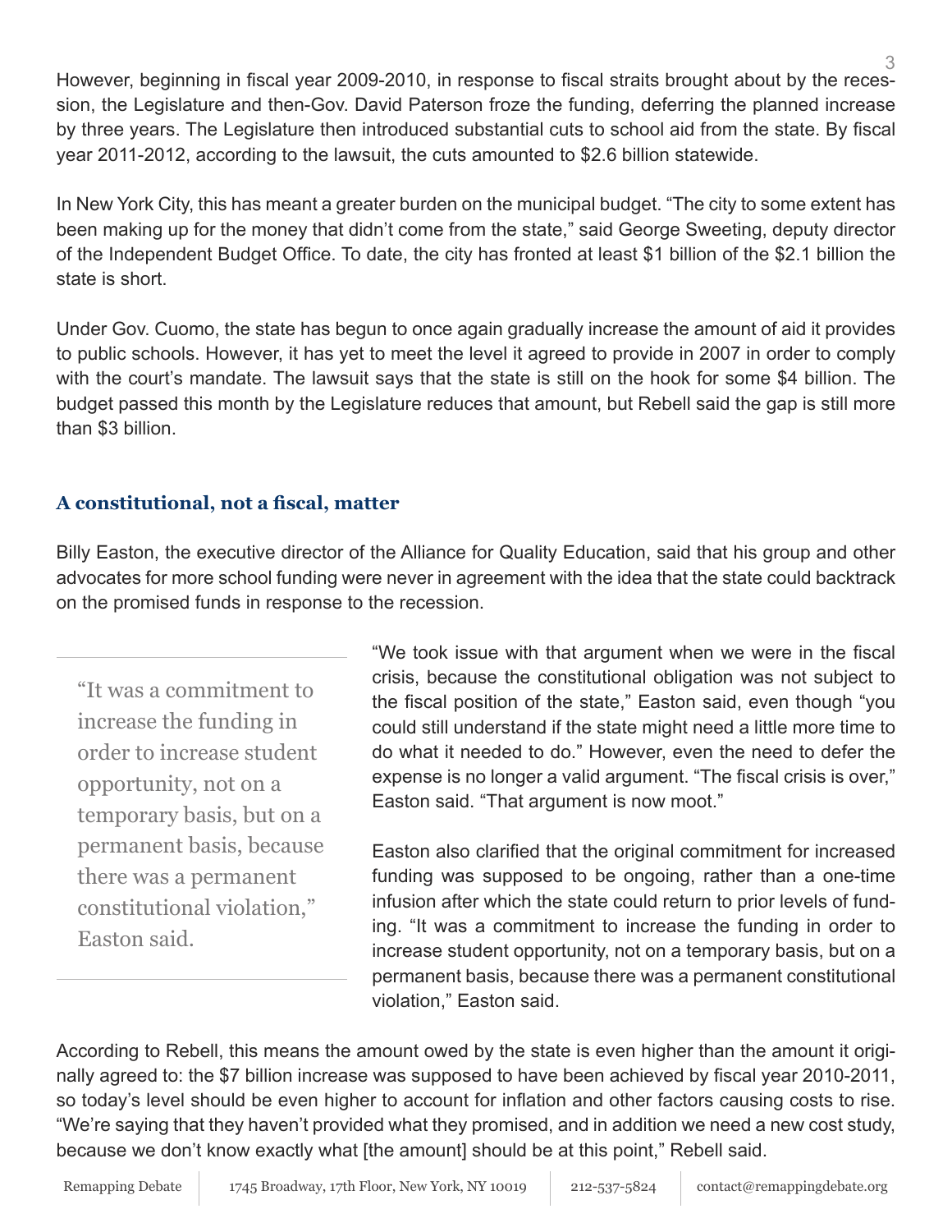However, beginning in fiscal year 2009-2010, in response to fiscal straits brought about by the recession, the Legislature and then-Gov. David Paterson froze the funding, deferring the planned increase by three years. The Legislature then introduced substantial cuts to school aid from the state. By fiscal year 2011-2012, according to the lawsuit, the cuts amounted to $2.6 billion statewide.

In New York City, this has meant a greater burden on the municipal budget. "The city to some extent has been making up for the money that didn't come from the state," said George Sweeting, deputy director of the Independent Budget Office. To date, the city has fronted at least $1 billion of the $2.1 billion the state is short.

Under Gov. Cuomo, the state has begun to once again gradually increase the amount of aid it provides to public schools. However, it has yet to meet the level it agreed to provide in 2007 in order to comply with the court's mandate. The lawsuit says that the state is still on the hook for some $4 billion. The budget passed this month by the Legislature reduces that amount, but Rebell said the gap is still more than $3 billion.

### A constitutional, not a fiscal, matter

Billy Easton, the executive director of the Alliance for Quality Education, said that his group and other advocates for more school funding were never in agreement with the idea that the state could backtrack on the promised funds in response to the recession.

> "It was a commitment to increase the funding in order to increase student opportunity, not on a temporary basis, but on a permanent basis, because there was a permanent constitutional violation," Easton said.

"We took issue with that argument when we were in the fiscal crisis, because the constitutional obligation was not subject to the fiscal position of the state," Easton said, even though "you could still understand if the state might need a little more time to do what it needed to do." However, even the need to defer the expense is no longer a valid argument. "The fiscal crisis is over," Easton said. "That argument is now moot."

Easton also clarified that the original commitment for increased funding was supposed to be ongoing, rather than a one-time infusion after which the state could return to prior levels of funding. "It was a commitment to increase the funding in order to increase student opportunity, not on a temporary basis, but on a permanent basis, because there was a permanent constitutional violation," Easton said.

According to Rebell, this means the amount owed by the state is even higher than the amount it originally agreed to: the $7 billion increase was supposed to have been achieved by fiscal year 2010-2011, so today's level should be even higher to account for inflation and other factors causing costs to rise. "We're saying that they haven't provided what they promised, and in addition we need a new cost study, because we don't know exactly what [the amount] should be at this point," Rebell said.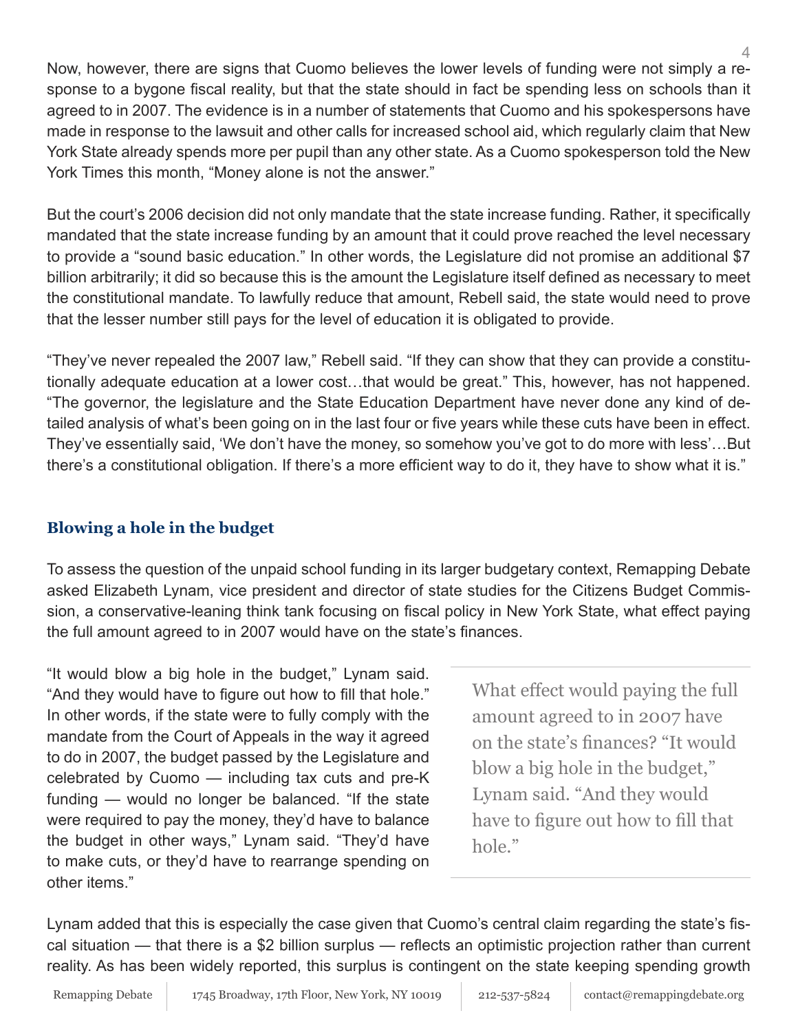Now, however, there are signs that Cuomo believes the lower levels of funding were not simply a response to a bygone fiscal reality, but that the state should in fact be spending less on schools than it agreed to in 2007. The evidence is in a number of statements that Cuomo and his spokespersons have made in response to the lawsuit and other calls for increased school aid, which regularly claim that New York State already spends more per pupil than any other state. As a Cuomo spokesperson told the New York Times this month, "Money alone is not the answer."

But the court's 2006 decision did not only mandate that the state increase funding. Rather, it specifically mandated that the state increase funding by an amount that it could prove reached the level necessary to provide a "sound basic education." In other words, the Legislature did not promise an additional $7 billion arbitrarily; it did so because this is the amount the Legislature itself defined as necessary to meet the constitutional mandate. To lawfully reduce that amount, Rebell said, the state would need to prove that the lesser number still pays for the level of education it is obligated to provide.

"They've never repealed the 2007 law," Rebell said. "If they can show that they can provide a constitutionally adequate education at a lower cost…that would be great." This, however, has not happened. "The governor, the legislature and the State Education Department have never done any kind of detailed analysis of what's been going on in the last four or five years while these cuts have been in effect. They've essentially said, 'We don't have the money, so somehow you've got to do more with less'…But there's a constitutional obligation. If there's a more efficient way to do it, they have to show what it is."

## Blowing a hole in the budget

To assess the question of the unpaid school funding in its larger budgetary context, Remapping Debate asked Elizabeth Lynam, vice president and director of state studies for the Citizens Budget Commission, a conservative-leaning think tank focusing on fiscal policy in New York State, what effect paying the full amount agreed to in 2007 would have on the state's finances.

"It would blow a big hole in the budget," Lynam said. "And they would have to figure out how to fill that hole." In other words, if the state were to fully comply with the mandate from the Court of Appeals in the way it agreed to do in 2007, the budget passed by the Legislature and celebrated by Cuomo — including tax cuts and pre-K funding — would no longer be balanced. "If the state were required to pay the money, they'd have to balance the budget in other ways," Lynam said. "They'd have to make cuts, or they'd have to rearrange spending on other items."

> What effect would paying the full amount agreed to in 2007 have on the state's finances? "It would blow a big hole in the budget," Lynam said. "And they would have to figure out how to fill that hole."

Lynam added that this is especially the case given that Cuomo's central claim regarding the state's fiscal situation — that there is a $2 billion surplus — reflects an optimistic projection rather than current reality. As has been widely reported, this surplus is contingent on the state keeping spending growth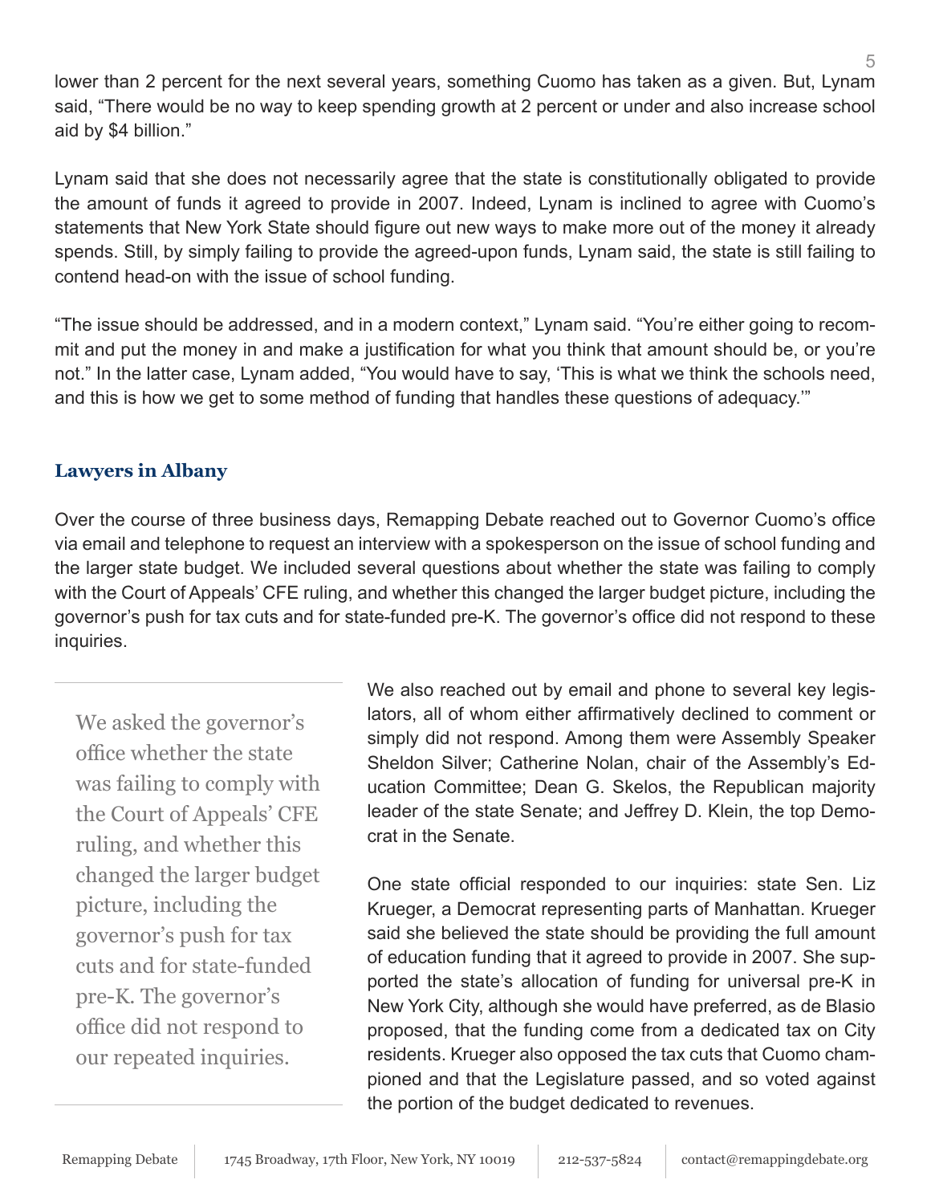lower than 2 percent for the next several years, something Cuomo has taken as a given. But, Lynam said, "There would be no way to keep spending growth at 2 percent or under and also increase school aid by $4 billion."

Lynam said that she does not necessarily agree that the state is constitutionally obligated to provide the amount of funds it agreed to provide in 2007. Indeed, Lynam is inclined to agree with Cuomo's statements that New York State should figure out new ways to make more out of the money it already spends. Still, by simply failing to provide the agreed-upon funds, Lynam said, the state is still failing to contend head-on with the issue of school funding.

"The issue should be addressed, and in a modern context," Lynam said. "You're either going to recommit and put the money in and make a justification for what you think that amount should be, or you're not." In the latter case, Lynam added, "You would have to say, 'This is what we think the schools need, and this is how we get to some method of funding that handles these questions of adequacy.'"

## Lawyers in Albany

Over the course of three business days, Remapping Debate reached out to Governor Cuomo's office via email and telephone to request an interview with a spokesperson on the issue of school funding and the larger state budget. We included several questions about whether the state was failing to comply with the Court of Appeals' CFE ruling, and whether this changed the larger budget picture, including the governor's push for tax cuts and for state-funded pre-K. The governor's office did not respond to these inquiries.

> We asked the governor's office whether the state was failing to comply with the Court of Appeals' CFE ruling, and whether this changed the larger budget picture, including the governor's push for tax cuts and for state-funded pre-K. The governor's office did not respond to our repeated inquiries.

We also reached out by email and phone to several key legislators, all of whom either affirmatively declined to comment or simply did not respond. Among them were Assembly Speaker Sheldon Silver; Catherine Nolan, chair of the Assembly's Education Committee; Dean G. Skelos, the Republican majority leader of the state Senate; and Jeffrey D. Klein, the top Democrat in the Senate.

One state official responded to our inquiries: state Sen. Liz Krueger, a Democrat representing parts of Manhattan. Krueger said she believed the state should be providing the full amount of education funding that it agreed to provide in 2007. She supported the state's allocation of funding for universal pre-K in New York City, although she would have preferred, as de Blasio proposed, that the funding come from a dedicated tax on City residents. Krueger also opposed the tax cuts that Cuomo championed and that the Legislature passed, and so voted against the portion of the budget dedicated to revenues.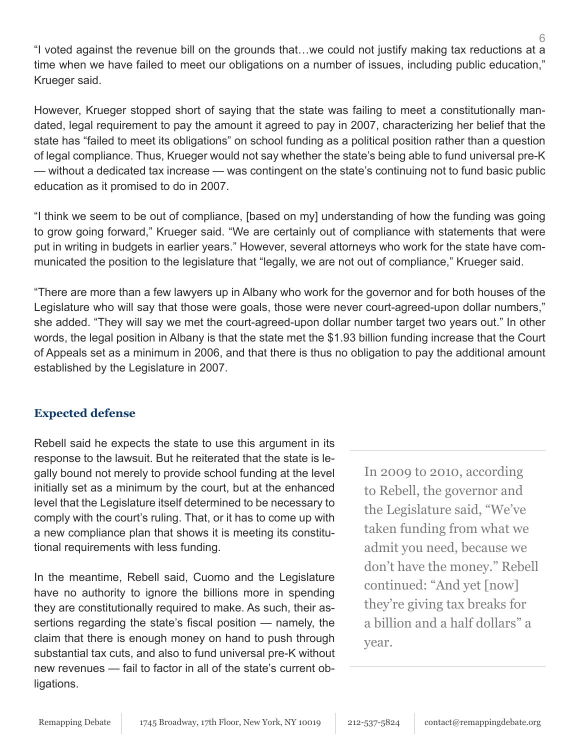"I voted against the revenue bill on the grounds that…we could not justify making tax reductions at a time when we have failed to meet our obligations on a number of issues, including public education," Krueger said.

However, Krueger stopped short of saying that the state was failing to meet a constitutionally mandated, legal requirement to pay the amount it agreed to pay in 2007, characterizing her belief that the state has "failed to meet its obligations" on school funding as a political position rather than a question of legal compliance. Thus, Krueger would not say whether the state's being able to fund universal pre-K — without a dedicated tax increase — was contingent on the state's continuing not to fund basic public education as it promised to do in 2007.

"I think we seem to be out of compliance, [based on my] understanding of how the funding was going to grow going forward," Krueger said. "We are certainly out of compliance with statements that were put in writing in budgets in earlier years." However, several attorneys who work for the state have communicated the position to the legislature that "legally, we are not out of compliance," Krueger said.

"There are more than a few lawyers up in Albany who work for the governor and for both houses of the Legislature who will say that those were goals, those were never court-agreed-upon dollar numbers," she added. "They will say we met the court-agreed-upon dollar number target two years out." In other words, the legal position in Albany is that the state met the $1.93 billion funding increase that the Court of Appeals set as a minimum in 2006, and that there is thus no obligation to pay the additional amount established by the Legislature in 2007.

### Expected defense

Rebell said he expects the state to use this argument in its response to the lawsuit. But he reiterated that the state is legally bound not merely to provide school funding at the level initially set as a minimum by the court, but at the enhanced level that the Legislature itself determined to be necessary to comply with the court's ruling. That, or it has to come up with a new compliance plan that shows it is meeting its constitutional requirements with less funding.

In the meantime, Rebell said, Cuomo and the Legislature have no authority to ignore the billions more in spending they are constitutionally required to make. As such, their assertions regarding the state's fiscal position — namely, the claim that there is enough money on hand to push through substantial tax cuts, and also to fund universal pre-K without new revenues — fail to factor in all of the state's current obligations.

> In 2009 to 2010, according to Rebell, the governor and the Legislature said, "We've taken funding from what we admit you need, because we don't have the money." Rebell continued: "And yet [now] they're giving tax breaks for a billion and a half dollars" a year.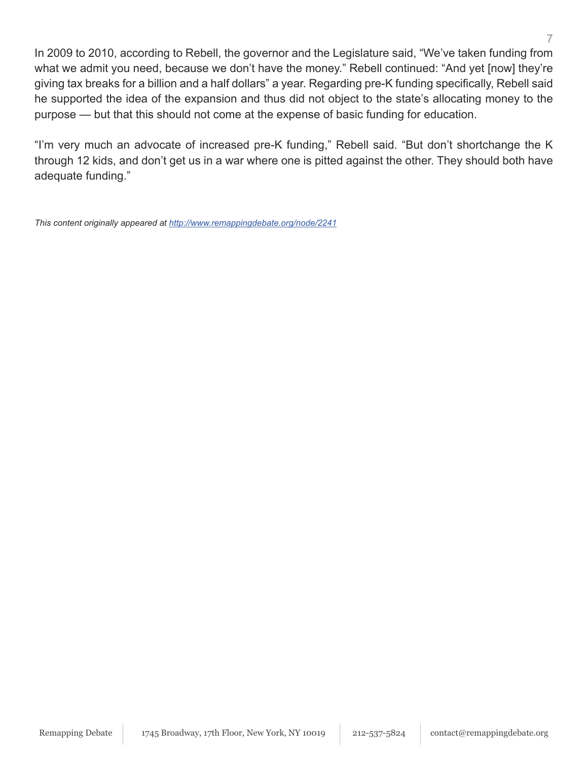In 2009 to 2010, according to Rebell, the governor and the Legislature said, “We’ve taken funding from what we admit you need, because we don’t have the money.” Rebell continued: “And yet [now] they’re giving tax breaks for a billion and a half dollars” a year. Regarding pre-K funding specifically, Rebell said he supported the idea of the expansion and thus did not object to the state’s allocating money to the purpose — but that this should not come at the expense of basic funding for education.

“I’m very much an advocate of increased pre-K funding,” Rebell said. “But don’t shortchange the K through 12 kids, and don’t get us in a war where one is pitted against the other. They should both have adequate funding.”

*This content originally appeared at [http://www.remappingdebate.org/node/2241](http://www.remappingdebate.org/node/2241)*